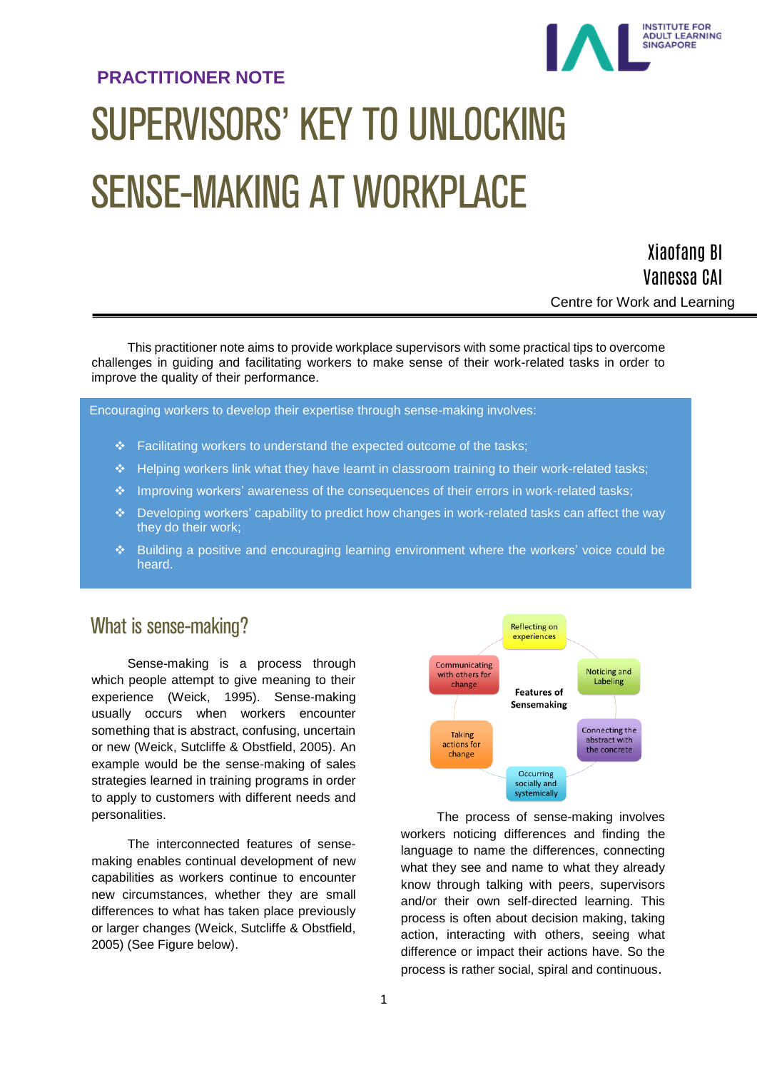**PRACTITIONER NOTE**

INSTITUTE FOR ADULT LEARNING SINGAPORE

# SUPERVISORS' KEY TO UNLOCKING SENSE-MAKING AT WORKPLACE

Xiaofang BI
Vanessa CAI
Centre for Work and Learning

This practitioner note aims to provide workplace supervisors with some practical tips to overcome challenges in guiding and facilitating workers to make sense of their work-related tasks in order to improve the quality of their performance.

Encouraging workers to develop their expertise through sense-making involves:

- Facilitating workers to understand the expected outcome of the tasks;
- Helping workers link what they have learnt in classroom training to their work-related tasks;
- Improving workers' awareness of the consequences of their errors in work-related tasks;
- Developing workers' capability to predict how changes in work-related tasks can affect the way they do their work;
- Building a positive and encouraging learning environment where the workers' voice could be heard.

## What is sense-making?

Sense-making is a process through which people attempt to give meaning to their experience (Weick, 1995). Sense-making usually occurs when workers encounter something that is abstract, confusing, uncertain or new (Weick, Sutcliffe & Obstfield, 2005). An example would be the sense-making of sales strategies learned in training programs in order to apply to customers with different needs and personalities.

The interconnected features of sense-making enables continual development of new capabilities as workers continue to encounter new circumstances, whether they are small differences to what has taken place previously or larger changes (Weick, Sutcliffe & Obstfield, 2005) (See Figure below).

Features of Sensemaking: Reflecting on experiences; Noticing and Labeling; Connecting the abstract with the concrete; Occurring socially and systemically; Taking actions for change; Communicating with others for change

The process of sense-making involves workers noticing differences and finding the language to name the differences, connecting what they see and name to what they already know through talking with peers, supervisors and/or their own self-directed learning. This process is often about decision making, taking action, interacting with others, seeing what difference or impact their actions have. So the process is rather social, spiral and continuous.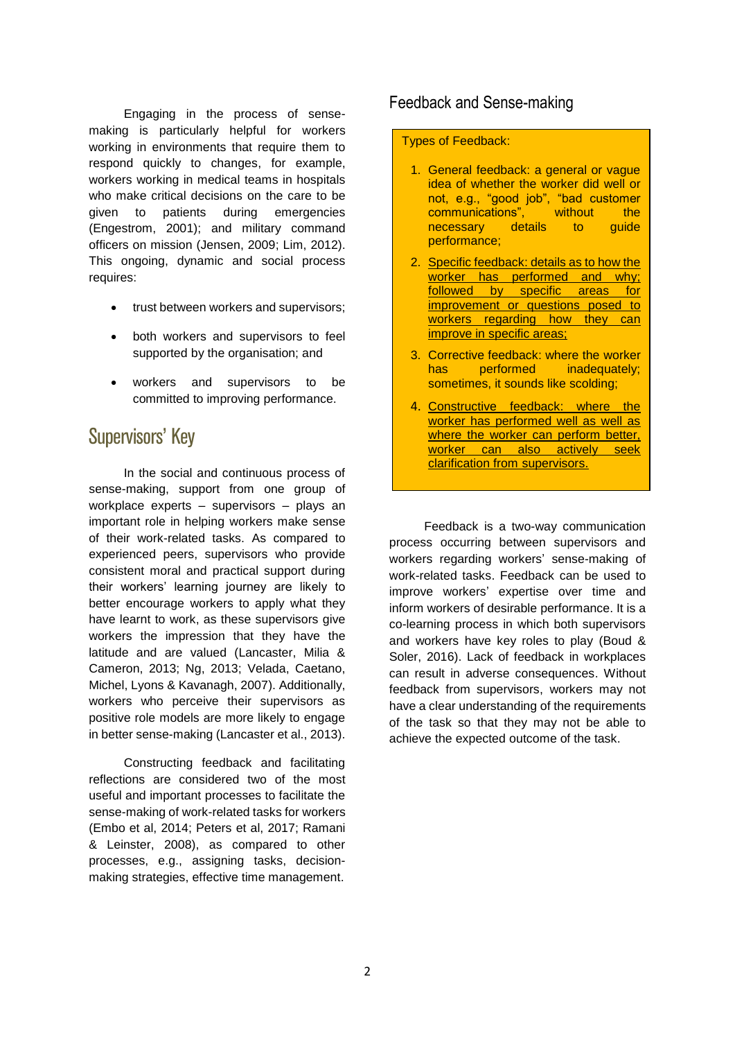Engaging in the process of sense-making is particularly helpful for workers working in environments that require them to respond quickly to changes, for example, workers working in medical teams in hospitals who make critical decisions on the care to be given to patients during emergencies (Engestrom, 2001); and military command officers on mission (Jensen, 2009; Lim, 2012). This ongoing, dynamic and social process requires:

- trust between workers and supervisors;
- both workers and supervisors to feel supported by the organisation; and
- workers and supervisors to be committed to improving performance.

## Supervisors' Key

In the social and continuous process of sense-making, support from one group of workplace experts – supervisors – plays an important role in helping workers make sense of their work-related tasks. As compared to experienced peers, supervisors who provide consistent moral and practical support during their workers' learning journey are likely to better encourage workers to apply what they have learnt to work, as these supervisors give workers the impression that they have the latitude and are valued (Lancaster, Milia & Cameron, 2013; Ng, 2013; Velada, Caetano, Michel, Lyons & Kavanagh, 2007). Additionally, workers who perceive their supervisors as positive role models are more likely to engage in better sense-making (Lancaster et al., 2013).

Constructing feedback and facilitating reflections are considered two of the most useful and important processes to facilitate the sense-making of work-related tasks for workers (Embo et al, 2014; Peters et al, 2017; Ramani & Leinster, 2008), as compared to other processes, e.g., assigning tasks, decision-making strategies, effective time management.

## Feedback and Sense-making

Types of Feedback:

1. General feedback: a general or vague idea of whether the worker did well or not, e.g., "good job", "bad customer communications", without the necessary details to guide performance;
2. <u>Specific feedback: details as to how the worker has performed and why; followed by specific areas for improvement or questions posed to workers regarding how they can improve in specific areas;</u>
3. Corrective feedback: where the worker has performed inadequately; sometimes, it sounds like scolding;
4. <u>Constructive feedback: where the worker has performed well as well as where the worker can perform better, worker can also actively seek clarification from supervisors.</u>

Feedback is a two-way communication process occurring between supervisors and workers regarding workers' sense-making of work-related tasks. Feedback can be used to improve workers' expertise over time and inform workers of desirable performance. It is a co-learning process in which both supervisors and workers have key roles to play (Boud & Soler, 2016). Lack of feedback in workplaces can result in adverse consequences. Without feedback from supervisors, workers may not have a clear understanding of the requirements of the task so that they may not be able to achieve the expected outcome of the task.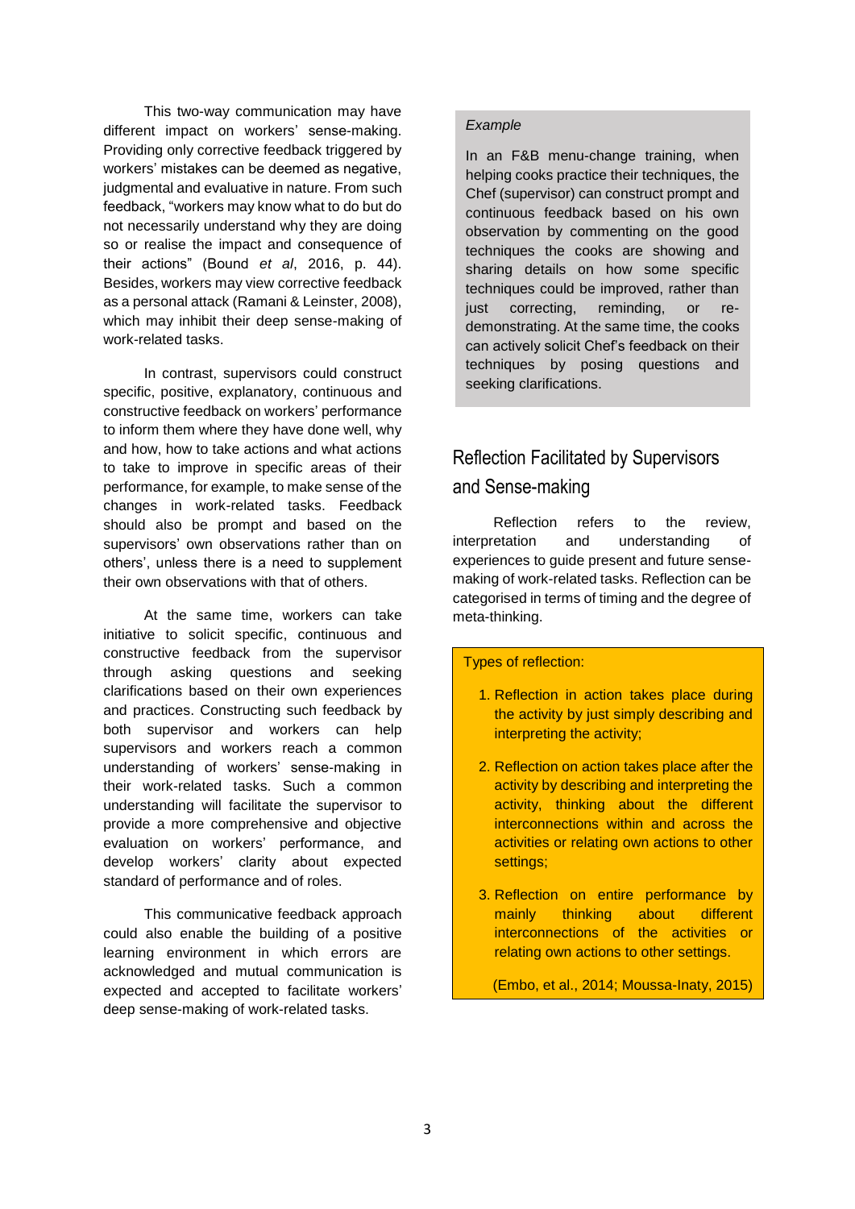This two-way communication may have different impact on workers' sense-making. Providing only corrective feedback triggered by workers' mistakes can be deemed as negative, judgmental and evaluative in nature. From such feedback, "workers may know what to do but do not necessarily understand why they are doing so or realise the impact and consequence of their actions" (Bound *et al*, 2016, p. 44). Besides, workers may view corrective feedback as a personal attack (Ramani & Leinster, 2008), which may inhibit their deep sense-making of work-related tasks.

In contrast, supervisors could construct specific, positive, explanatory, continuous and constructive feedback on workers' performance to inform them where they have done well, why and how, how to take actions and what actions to take to improve in specific areas of their performance, for example, to make sense of the changes in work-related tasks. Feedback should also be prompt and based on the supervisors' own observations rather than on others', unless there is a need to supplement their own observations with that of others.

At the same time, workers can take initiative to solicit specific, continuous and constructive feedback from the supervisor through asking questions and seeking clarifications based on their own experiences and practices. Constructing such feedback by both supervisor and workers can help supervisors and workers reach a common understanding of workers' sense-making in their work-related tasks. Such a common understanding will facilitate the supervisor to provide a more comprehensive and objective evaluation on workers' performance, and develop workers' clarity about expected standard of performance and of roles.

This communicative feedback approach could also enable the building of a positive learning environment in which errors are acknowledged and mutual communication is expected and accepted to facilitate workers' deep sense-making of work-related tasks.

*Example*

In an F&B menu-change training, when helping cooks practice their techniques, the Chef (supervisor) can construct prompt and continuous feedback based on his own observation by commenting on the good techniques the cooks are showing and sharing details on how some specific techniques could be improved, rather than just correcting, reminding, or re-demonstrating. At the same time, the cooks can actively solicit Chef's feedback on their techniques by posing questions and seeking clarifications.

## Reflection Facilitated by Supervisors and Sense-making

Reflection refers to the review, interpretation and understanding of experiences to guide present and future sense-making of work-related tasks. Reflection can be categorised in terms of timing and the degree of meta-thinking.

Types of reflection:

1. Reflection in action takes place during the activity by just simply describing and interpreting the activity;
2. Reflection on action takes place after the activity by describing and interpreting the activity, thinking about the different interconnections within and across the activities or relating own actions to other settings;
3. Reflection on entire performance by mainly thinking about different interconnections of the activities or relating own actions to other settings.

(Embo, et al., 2014; Moussa-Inaty, 2015)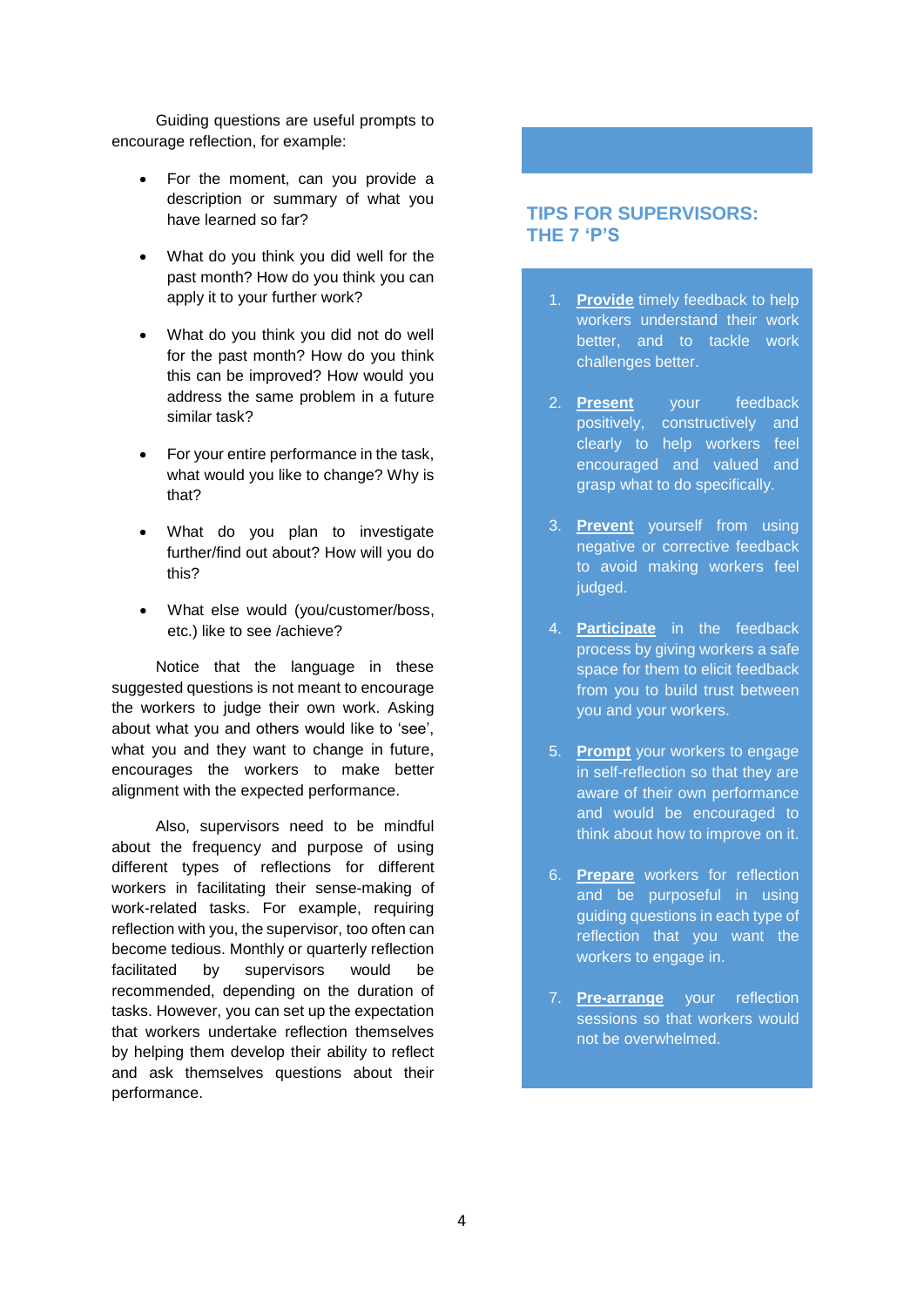Guiding questions are useful prompts to encourage reflection, for example:

- For the moment, can you provide a description or summary of what you have learned so far?
- What do you think you did well for the past month? How do you think you can apply it to your further work?
- What do you think you did not do well for the past month? How do you think this can be improved? How would you address the same problem in a future similar task?
- For your entire performance in the task, what would you like to change? Why is that?
- What do you plan to investigate further/find out about? How will you do this?
- What else would (you/customer/boss, etc.) like to see /achieve?

Notice that the language in these suggested questions is not meant to encourage the workers to judge their own work. Asking about what you and others would like to 'see', what you and they want to change in future, encourages the workers to make better alignment with the expected performance.

Also, supervisors need to be mindful about the frequency and purpose of using different types of reflections for different workers in facilitating their sense-making of work-related tasks. For example, requiring reflection with you, the supervisor, too often can become tedious. Monthly or quarterly reflection facilitated by supervisors would be recommended, depending on the duration of tasks. However, you can set up the expectation that workers undertake reflection themselves by helping them develop their ability to reflect and ask themselves questions about their performance.

## TIPS FOR SUPERVISORS: THE 7 'P'S

1. **Provide** timely feedback to help workers understand their work better, and to tackle work challenges better.
2. **Present** your feedback positively, constructively and clearly to help workers feel encouraged and valued and grasp what to do specifically.
3. **Prevent** yourself from using negative or corrective feedback to avoid making workers feel judged.
4. **Participate** in the feedback process by giving workers a safe space for them to elicit feedback from you to build trust between you and your workers.
5. **Prompt** your workers to engage in self-reflection so that they are aware of their own performance and would be encouraged to think about how to improve on it.
6. **Prepare** workers for reflection and be purposeful in using guiding questions in each type of reflection that you want the workers to engage in.
7. **Pre-arrange** your reflection sessions so that workers would not be overwhelmed.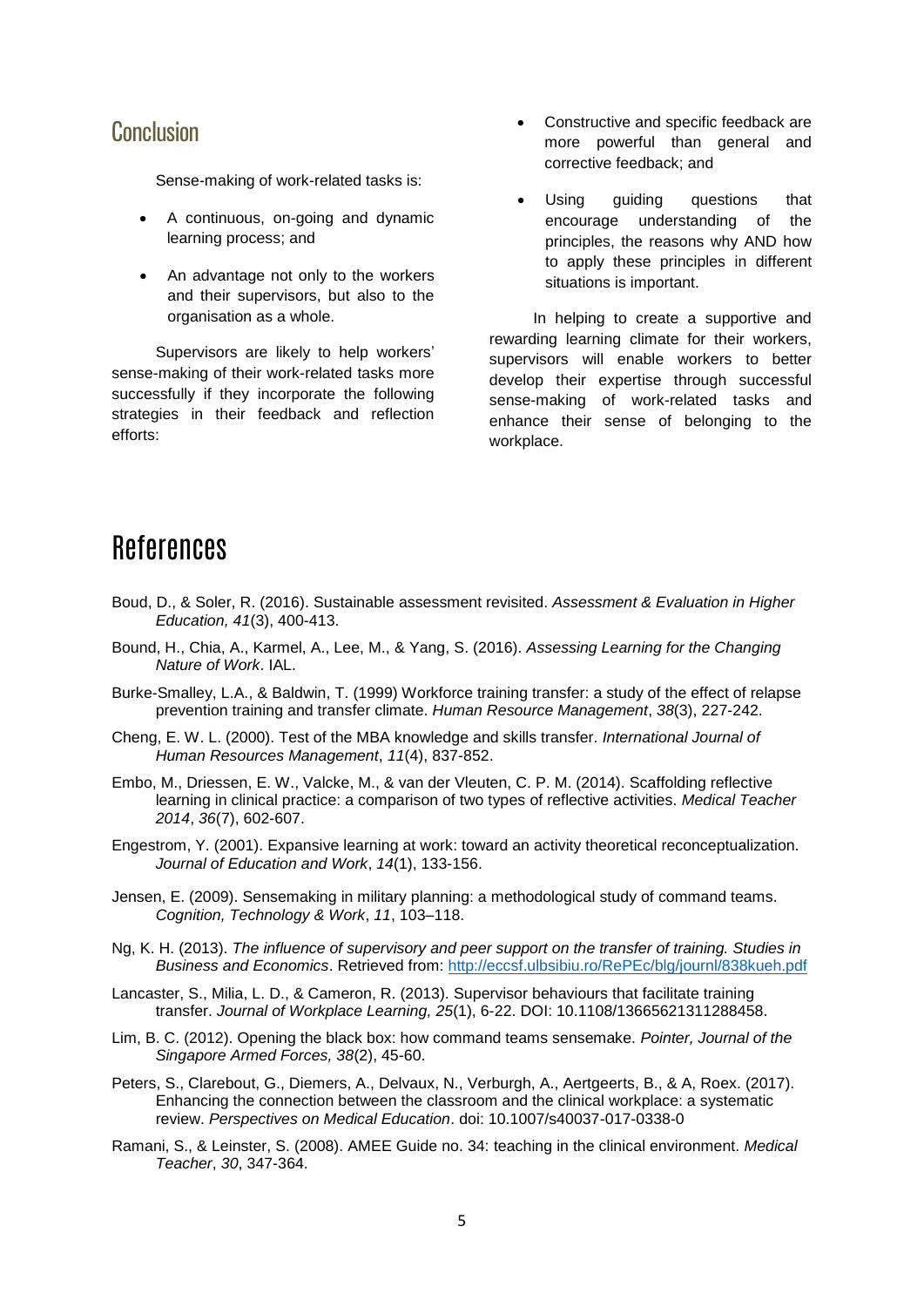## Conclusion

Sense-making of work-related tasks is:

- A continuous, on-going and dynamic learning process; and
- An advantage not only to the workers and their supervisors, but also to the organisation as a whole.

Supervisors are likely to help workers' sense-making of their work-related tasks more successfully if they incorporate the following strategies in their feedback and reflection efforts:

- Constructive and specific feedback are more powerful than general and corrective feedback; and
- Using guiding questions that encourage understanding of the principles, the reasons why AND how to apply these principles in different situations is important.

In helping to create a supportive and rewarding learning climate for their workers, supervisors will enable workers to better develop their expertise through successful sense-making of work-related tasks and enhance their sense of belonging to the workplace.

# References

Boud, D., & Soler, R. (2016). Sustainable assessment revisited. *Assessment & Evaluation in Higher Education, 41*(3), 400-413.

Bound, H., Chia, A., Karmel, A., Lee, M., & Yang, S. (2016). *Assessing Learning for the Changing Nature of Work*. IAL.

Burke-Smalley, L.A., & Baldwin, T. (1999) Workforce training transfer: a study of the effect of relapse prevention training and transfer climate. *Human Resource Management*, *38*(3), 227-242.

Cheng, E. W. L. (2000). Test of the MBA knowledge and skills transfer. *International Journal of Human Resources Management*, *11*(4), 837-852.

Embo, M., Driessen, E. W., Valcke, M., & van der Vleuten, C. P. M. (2014). Scaffolding reflective learning in clinical practice: a comparison of two types of reflective activities. *Medical Teacher 2014*, *36*(7), 602-607.

Engestrom, Y. (2001). Expansive learning at work: toward an activity theoretical reconceptualization. *Journal of Education and Work*, *14*(1), 133-156.

Jensen, E. (2009). Sensemaking in military planning: a methodological study of command teams. *Cognition, Technology & Work*, *11*, 103–118.

Ng, K. H. (2013). *The influence of supervisory and peer support on the transfer of training. Studies in Business and Economics*. Retrieved from: http://eccsf.ulbsibiu.ro/RePEc/blg/journl/838kueh.pdf

Lancaster, S., Milia, L. D., & Cameron, R. (2013). Supervisor behaviours that facilitate training transfer. *Journal of Workplace Learning, 25*(1), 6-22. DOI: 10.1108/13665621311288458.

Lim, B. C. (2012). Opening the black box: how command teams sensemake. *Pointer, Journal of the Singapore Armed Forces, 38*(2), 45-60.

Peters, S., Clarebout, G., Diemers, A., Delvaux, N., Verburgh, A., Aertgeerts, B., & A, Roex. (2017). Enhancing the connection between the classroom and the clinical workplace: a systematic review. *Perspectives on Medical Education*. doi: 10.1007/s40037-017-0338-0

Ramani, S., & Leinster, S. (2008). AMEE Guide no. 34: teaching in the clinical environment. *Medical Teacher*, *30*, 347-364.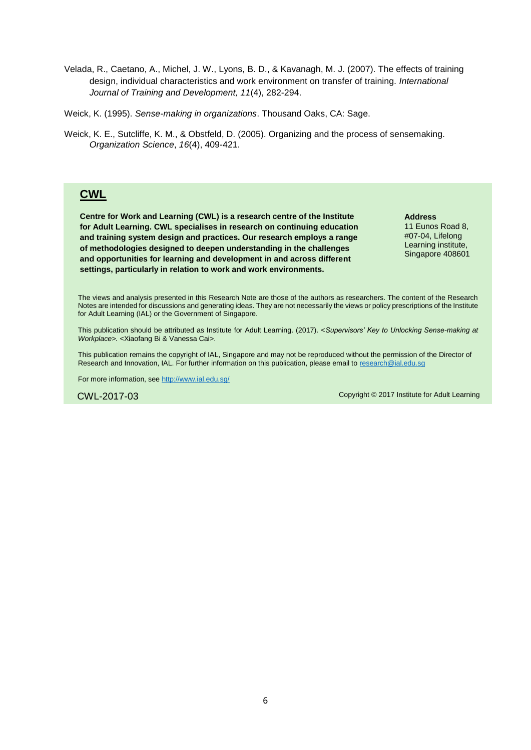Velada, R., Caetano, A., Michel, J. W., Lyons, B. D., & Kavanagh, M. J. (2007). The effects of training design, individual characteristics and work environment on transfer of training. *International Journal of Training and Development, 11*(4), 282-294.

Weick, K. (1995). *Sense-making in organizations*. Thousand Oaks, CA: Sage.

Weick, K. E., Sutcliffe, K. M., & Obstfeld, D. (2005). Organizing and the process of sensemaking. *Organization Science*, *16*(4), 409-421.

## CWL

**Centre for Work and Learning (CWL) is a research centre of the Institute for Adult Learning. CWL specialises in research on continuing education and training system design and practices. Our research employs a range of methodologies designed to deepen understanding in the challenges and opportunities for learning and development in and across different settings, particularly in relation to work and work environments.**

**Address**
11 Eunos Road 8,
#07-04, Lifelong Learning institute,
Singapore 408601

The views and analysis presented in this Research Note are those of the authors as researchers. The content of the Research Notes are intended for discussions and generating ideas. They are not necessarily the views or policy prescriptions of the Institute for Adult Learning (IAL) or the Government of Singapore.

This publication should be attributed as Institute for Adult Learning. (2017). <*Supervisors' Key to Unlocking Sense-making at Workplace*>. <Xiaofang Bi & Vanessa Cai>.

This publication remains the copyright of IAL, Singapore and may not be reproduced without the permission of the Director of Research and Innovation, IAL. For further information on this publication, please email to research@ial.edu.sg

For more information, see http://www.ial.edu.sg/

CWL-2017-03

Copyright © 2017 Institute for Adult Learning